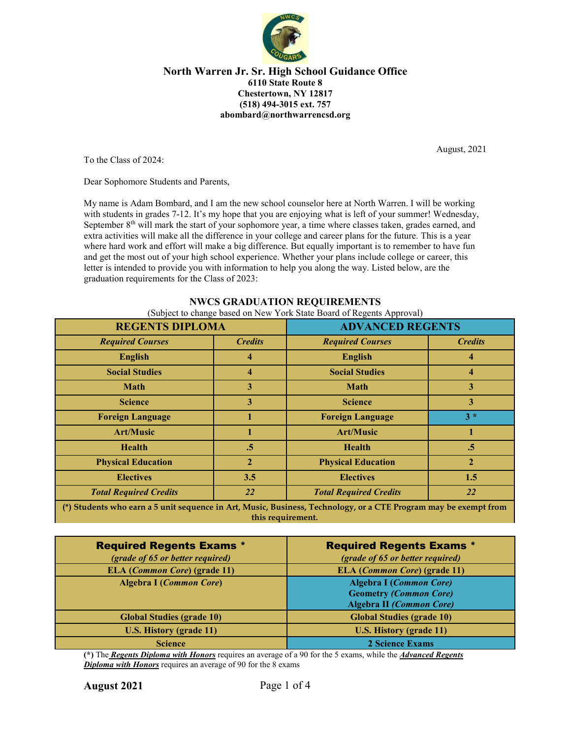# North Warren Jr. Sr. High School Guidance Office

**6110 State Route 8**
**Chestertown, NY 12817**
**(518) 494-3015 ext. 757**
**abombard@northwarrencsd.org**

August, 2021

To the Class of 2024:

Dear Sophomore Students and Parents,

My name is Adam Bombard, and I am the new school counselor here at North Warren. I will be working with students in grades 7-12. It's my hope that you are enjoying what is left of your summer! Wednesday, September 8th will mark the start of your sophomore year, a time where classes taken, grades earned, and extra activities will make all the difference in your college and career plans for the future. This is a year where hard work and effort will make a big difference. But equally important is to remember to have fun and get the most out of your high school experience. Whether your plans include college or career, this letter is intended to provide you with information to help you along the way. Listed below, are the graduation requirements for the Class of 2023:

## NWCS GRADUATION REQUIREMENTS

(Subject to change based on New York State Board of Regents Approval)

| REGENTS DIPLOMA | | ADVANCED REGENTS | |
|---|---|---|---|
| ***Required Courses*** | ***Credits*** | ***Required Courses*** | ***Credits*** |
| **English** | **4** | **English** | **4** |
| **Social Studies** | **4** | **Social Studies** | **4** |
| **Math** | **3** | **Math** | **3** |
| **Science** | **3** | **Science** | **3** |
| **Foreign Language** | **1** | **Foreign Language** | **3 *** |
| **Art/Music** | **1** | **Art/Music** | **1** |
| **Health** | **.5** | **Health** | **.5** |
| **Physical Education** | **2** | **Physical Education** | **2** |
| **Electives** | **3.5** | **Electives** | **1.5** |
| ***Total Required Credits*** | ***22*** | ***Total Required Credits*** | ***22*** |

**(*) Students who earn a 5 unit sequence in Art, Music, Business, Technology, or a CTE Program may be exempt from this requirement.**

| **Required Regents Exams *** *(grade of 65 or better required)* | **Required Regents Exams *** *(grade of 65 or better required)* |
|---|---|
| **ELA (*Common Core*) (grade 11)** | **ELA (*Common Core*) (grade 11)** |
| **Algebra I (*Common Core*)** | **Algebra I (*Common Core*)** **Geometry *(Common Core)*** **Algebra II *(Common Core)*** |
| **Global Studies (grade 10)** | **Global Studies (grade 10)** |
| **U.S. History (grade 11)** | **U.S. History (grade 11)** |
| **Science** | **2 Science Exams** |

**(*)** The ***Regents Diploma with Honors*** requires an average of a 90 for the 5 exams, while the ***Advanced Regents Diploma with Honors*** requires an average of 90 for the 8 exams

**August 2021**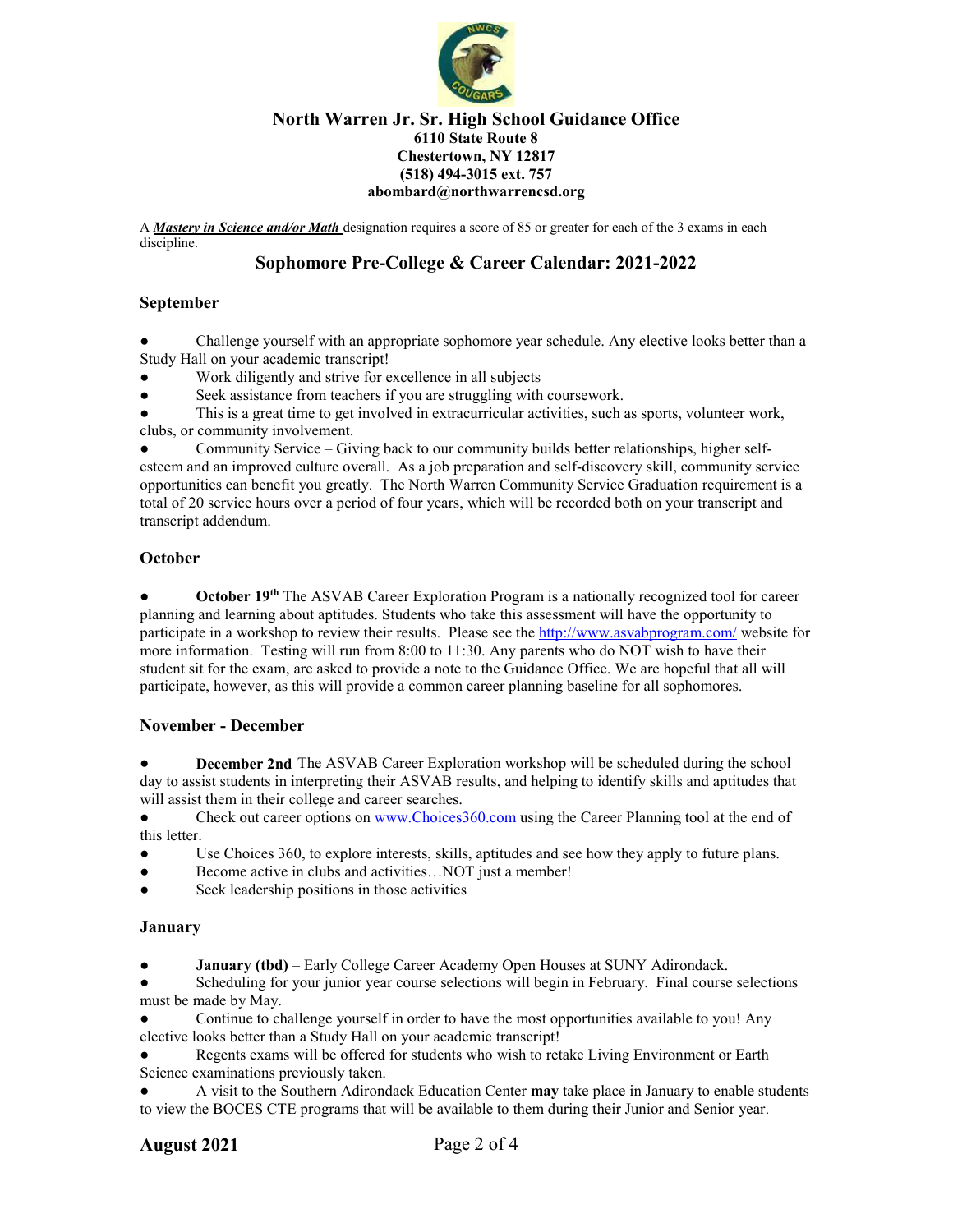# North Warren Jr. Sr. High School Guidance Office

**6110 State Route 8**
**Chestertown, NY 12817**
**(518) 494-3015 ext. 757**
**abombard@northwarrencsd.org**

A ***Mastery in Science and/or Math*** designation requires a score of 85 or greater for each of the 3 exams in each discipline.

## Sophomore Pre-College & Career Calendar: 2021-2022

### September

- Challenge yourself with an appropriate sophomore year schedule. Any elective looks better than a Study Hall on your academic transcript!
- Work diligently and strive for excellence in all subjects
- Seek assistance from teachers if you are struggling with coursework.
- This is a great time to get involved in extracurricular activities, such as sports, volunteer work, clubs, or community involvement.
- Community Service – Giving back to our community builds better relationships, higher self-esteem and an improved culture overall. As a job preparation and self-discovery skill, community service opportunities can benefit you greatly. The North Warren Community Service Graduation requirement is a total of 20 service hours over a period of four years, which will be recorded both on your transcript and transcript addendum.

### October

- **October 19th** The ASVAB Career Exploration Program is a nationally recognized tool for career planning and learning about aptitudes. Students who take this assessment will have the opportunity to participate in a workshop to review their results. Please see the http://www.asvabprogram.com/ website for more information. Testing will run from 8:00 to 11:30. Any parents who do NOT wish to have their student sit for the exam, are asked to provide a note to the Guidance Office. We are hopeful that all will participate, however, as this will provide a common career planning baseline for all sophomores.

### November - December

- **December 2nd** The ASVAB Career Exploration workshop will be scheduled during the school day to assist students in interpreting their ASVAB results, and helping to identify skills and aptitudes that will assist them in their college and career searches.
- Check out career options on www.Choices360.com using the Career Planning tool at the end of this letter.
- Use Choices 360, to explore interests, skills, aptitudes and see how they apply to future plans.
- Become active in clubs and activities…NOT just a member!
- Seek leadership positions in those activities

### January

- **January (tbd)** – Early College Career Academy Open Houses at SUNY Adirondack.
- Scheduling for your junior year course selections will begin in February. Final course selections must be made by May.
- Continue to challenge yourself in order to have the most opportunities available to you! Any elective looks better than a Study Hall on your academic transcript!
- Regents exams will be offered for students who wish to retake Living Environment or Earth Science examinations previously taken.
- A visit to the Southern Adirondack Education Center **may** take place in January to enable students to view the BOCES CTE programs that will be available to them during their Junior and Senior year.

**August 2021**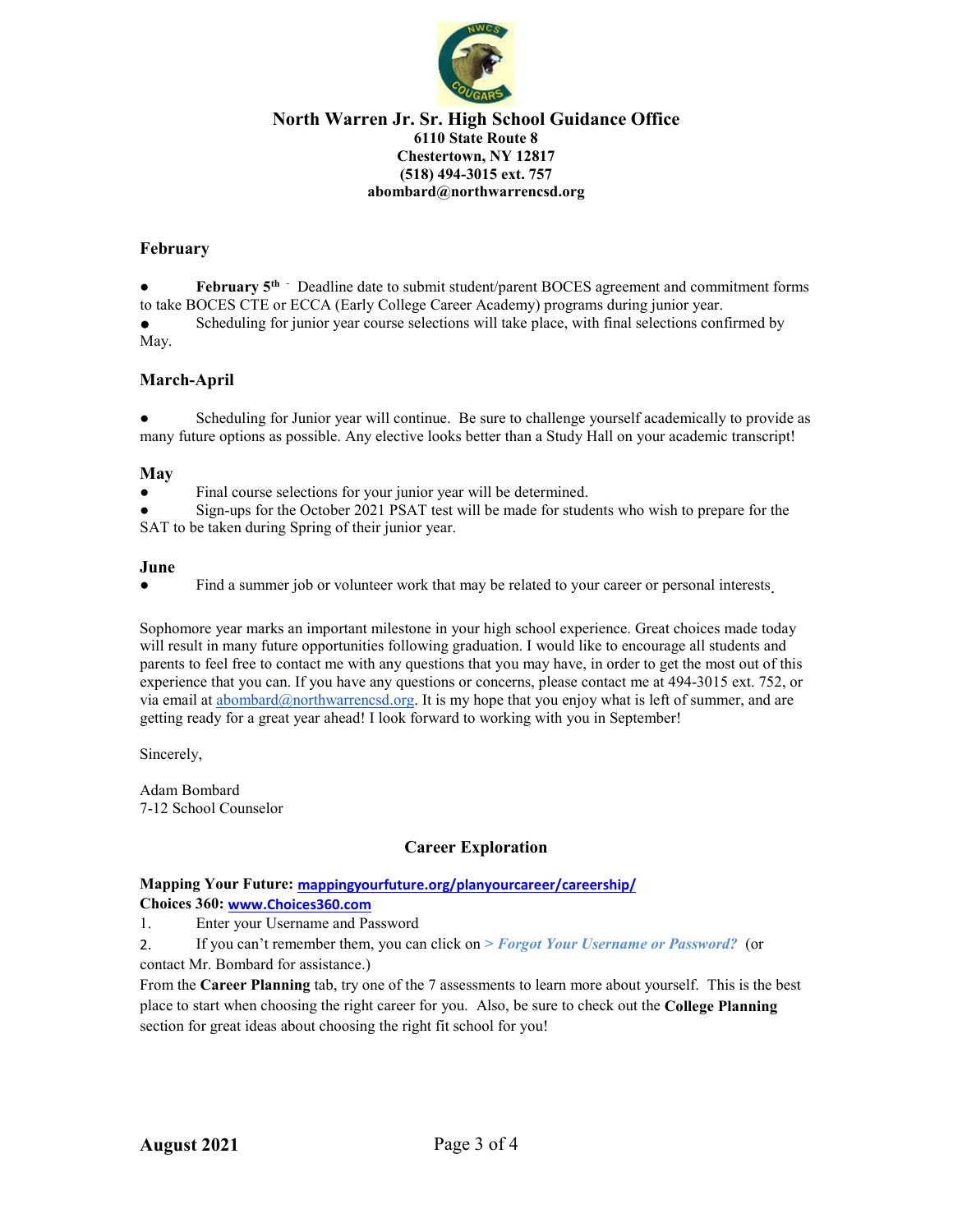**North Warren Jr. Sr. High School Guidance Office**
**6110 State Route 8**
**Chestertown, NY 12817**
**(518) 494-3015 ext. 757**
**abombard@northwarrencsd.org**

### February

- **February 5th** - Deadline date to submit student/parent BOCES agreement and commitment forms to take BOCES CTE or ECCA (Early College Career Academy) programs during junior year.
- Scheduling for junior year course selections will take place, with final selections confirmed by May.

### March-April

- Scheduling for Junior year will continue. Be sure to challenge yourself academically to provide as many future options as possible. Any elective looks better than a Study Hall on your academic transcript!

### May

- Final course selections for your junior year will be determined.
- Sign-ups for the October 2021 PSAT test will be made for students who wish to prepare for the SAT to be taken during Spring of their junior year.

### June

- Find a summer job or volunteer work that may be related to your career or personal interests.

Sophomore year marks an important milestone in your high school experience. Great choices made today will result in many future opportunities following graduation. I would like to encourage all students and parents to feel free to contact me with any questions that you may have, in order to get the most out of this experience that you can. If you have any questions or concerns, please contact me at 494-3015 ext. 752, or via email at abombard@northwarrencsd.org. It is my hope that you enjoy what is left of summer, and are getting ready for a great year ahead! I look forward to working with you in September!

Sincerely,

Adam Bombard
7-12 School Counselor

## Career Exploration

**Mapping Your Future:** mappingyourfuture.org/planyourcareer/careership/
**Choices 360:** www.Choices360.com

1. Enter your Username and Password
2. If you can't remember them, you can click on *> Forgot Your Username or Password?* (or contact Mr. Bombard for assistance.)

From the **Career Planning** tab, try one of the 7 assessments to learn more about yourself. This is the best place to start when choosing the right career for you. Also, be sure to check out the **College Planning** section for great ideas about choosing the right fit school for you!

**August 2021**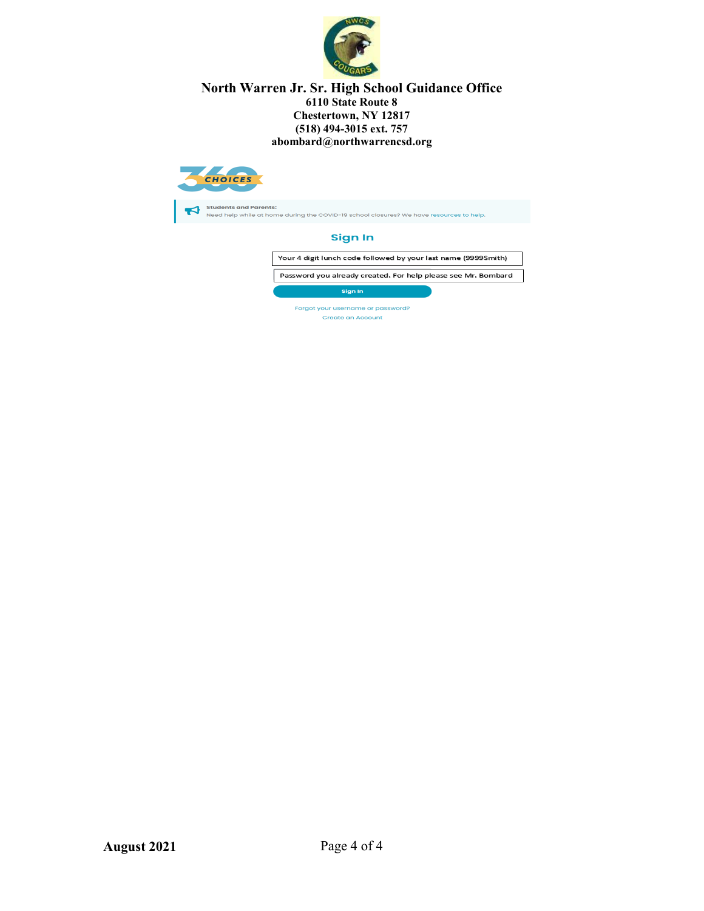**North Warren Jr. Sr. High School Guidance Office**
**6110 State Route 8**
**Chestertown, NY 12817**
**(518) 494-3015 ext. 757**
**abombard@northwarrencsd.org**

CHOICES

**Students and Parents:**
Need help while at home during the COVID-19 school closures? We have resources to help.

## Sign In

Your 4 digit lunch code followed by your last name (9999Smith)

Password you already created. For help please see Mr. Bombard

Sign In

Forgot your username or password?

Create an Account

**August 2021**